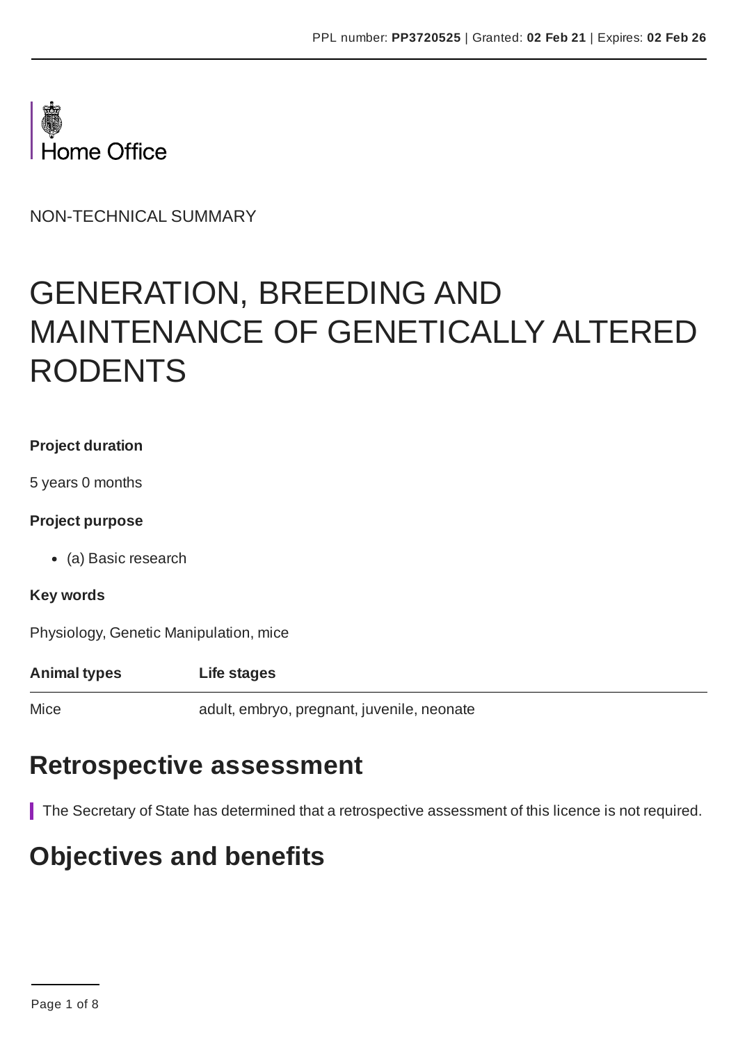Home Office

NON-TECHNICAL SUMMARY

# GENERATION, BREEDING AND MAINTENANCE OF GENETICALLY ALTERED RODENTS

**Project duration**

5 years 0 months

**Project purpose**

- (a) Basic research

**Key words**

Physiology, Genetic Manipulation, mice

| Animal types | Life stages |
|---|---|
| Mice | adult, embryo, pregnant, juvenile, neonate |

## Retrospective assessment

The Secretary of State has determined that a retrospective assessment of this licence is not required.

## Objectives and benefits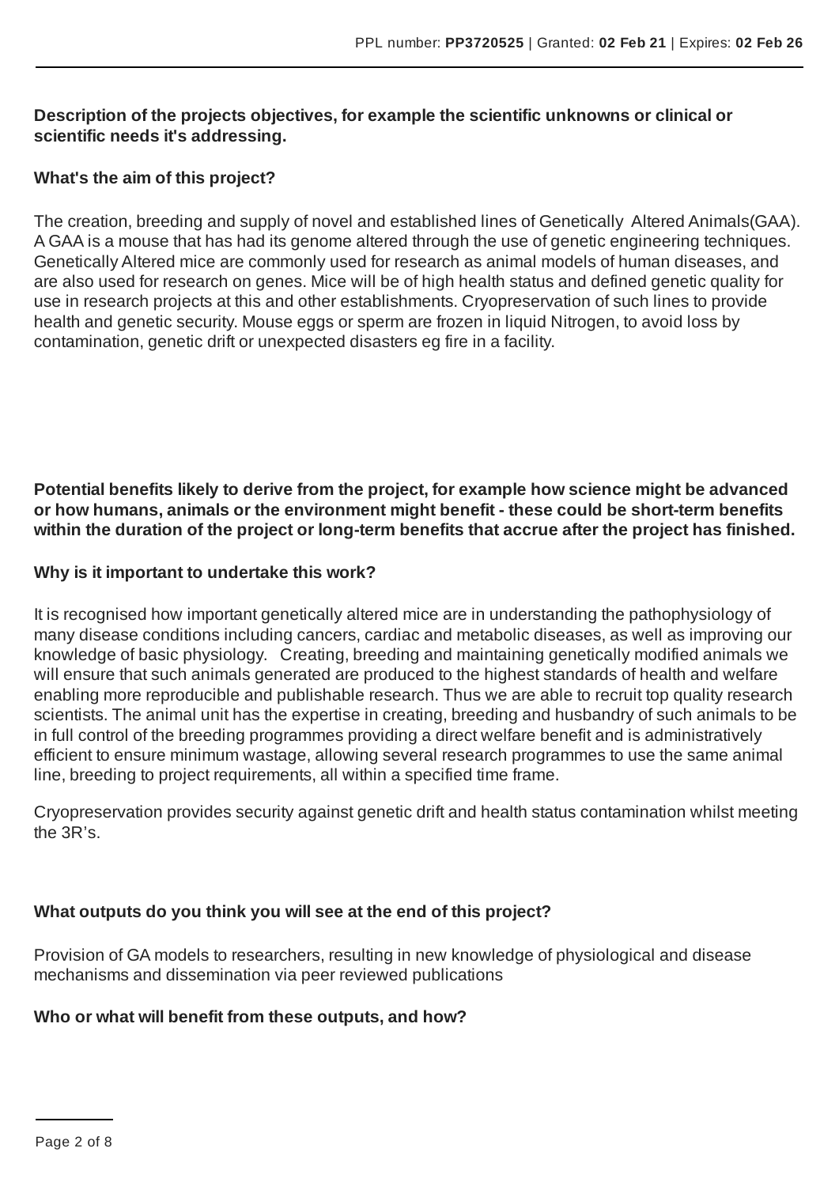**Description of the projects objectives, for example the scientific unknowns or clinical or scientific needs it's addressing.**

**What's the aim of this project?**

The creation, breeding and supply of novel and established lines of Genetically Altered Animals(GAA). A GAA is a mouse that has had its genome altered through the use of genetic engineering techniques. Genetically Altered mice are commonly used for research as animal models of human diseases, and are also used for research on genes. Mice will be of high health status and defined genetic quality for use in research projects at this and other establishments. Cryopreservation of such lines to provide health and genetic security. Mouse eggs or sperm are frozen in liquid Nitrogen, to avoid loss by contamination, genetic drift or unexpected disasters eg fire in a facility.

**Potential benefits likely to derive from the project, for example how science might be advanced or how humans, animals or the environment might benefit - these could be short-term benefits within the duration of the project or long-term benefits that accrue after the project has finished.**

**Why is it important to undertake this work?**

It is recognised how important genetically altered mice are in understanding the pathophysiology of many disease conditions including cancers, cardiac and metabolic diseases, as well as improving our knowledge of basic physiology. Creating, breeding and maintaining genetically modified animals we will ensure that such animals generated are produced to the highest standards of health and welfare enabling more reproducible and publishable research. Thus we are able to recruit top quality research scientists. The animal unit has the expertise in creating, breeding and husbandry of such animals to be in full control of the breeding programmes providing a direct welfare benefit and is administratively efficient to ensure minimum wastage, allowing several research programmes to use the same animal line, breeding to project requirements, all within a specified time frame.

Cryopreservation provides security against genetic drift and health status contamination whilst meeting the 3R's.

**What outputs do you think you will see at the end of this project?**

Provision of GA models to researchers, resulting in new knowledge of physiological and disease mechanisms and dissemination via peer reviewed publications

**Who or what will benefit from these outputs, and how?**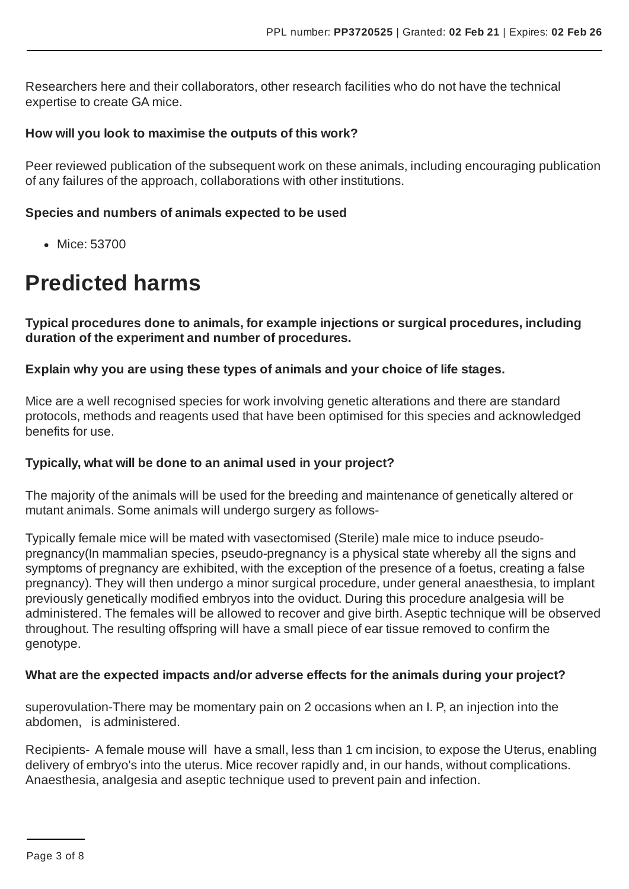Researchers here and their collaborators, other research facilities who do not have the technical expertise to create GA mice.

**How will you look to maximise the outputs of this work?**

Peer reviewed publication of the subsequent work on these animals, including encouraging publication of any failures of the approach, collaborations with other institutions.

**Species and numbers of animals expected to be used**

- Mice: 53700

# Predicted harms

**Typical procedures done to animals, for example injections or surgical procedures, including duration of the experiment and number of procedures.**

**Explain why you are using these types of animals and your choice of life stages.**

Mice are a well recognised species for work involving genetic alterations and there are standard protocols, methods and reagents used that have been optimised for this species and acknowledged benefits for use.

**Typically, what will be done to an animal used in your project?**

The majority of the animals will be used for the breeding and maintenance of genetically altered or mutant animals. Some animals will undergo surgery as follows-

Typically female mice will be mated with vasectomised (Sterile) male mice to induce pseudo-pregnancy(In mammalian species, pseudo-pregnancy is a physical state whereby all the signs and symptoms of pregnancy are exhibited, with the exception of the presence of a foetus, creating a false pregnancy). They will then undergo a minor surgical procedure, under general anaesthesia, to implant previously genetically modified embryos into the oviduct. During this procedure analgesia will be administered. The females will be allowed to recover and give birth. Aseptic technique will be observed throughout. The resulting offspring will have a small piece of ear tissue removed to confirm the genotype.

**What are the expected impacts and/or adverse effects for the animals during your project?**

superovulation-There may be momentary pain on 2 occasions when an I. P, an injection into the abdomen, is administered.

Recipients- A female mouse will have a small, less than 1 cm incision, to expose the Uterus, enabling delivery of embryo's into the uterus. Mice recover rapidly and, in our hands, without complications. Anaesthesia, analgesia and aseptic technique used to prevent pain and infection.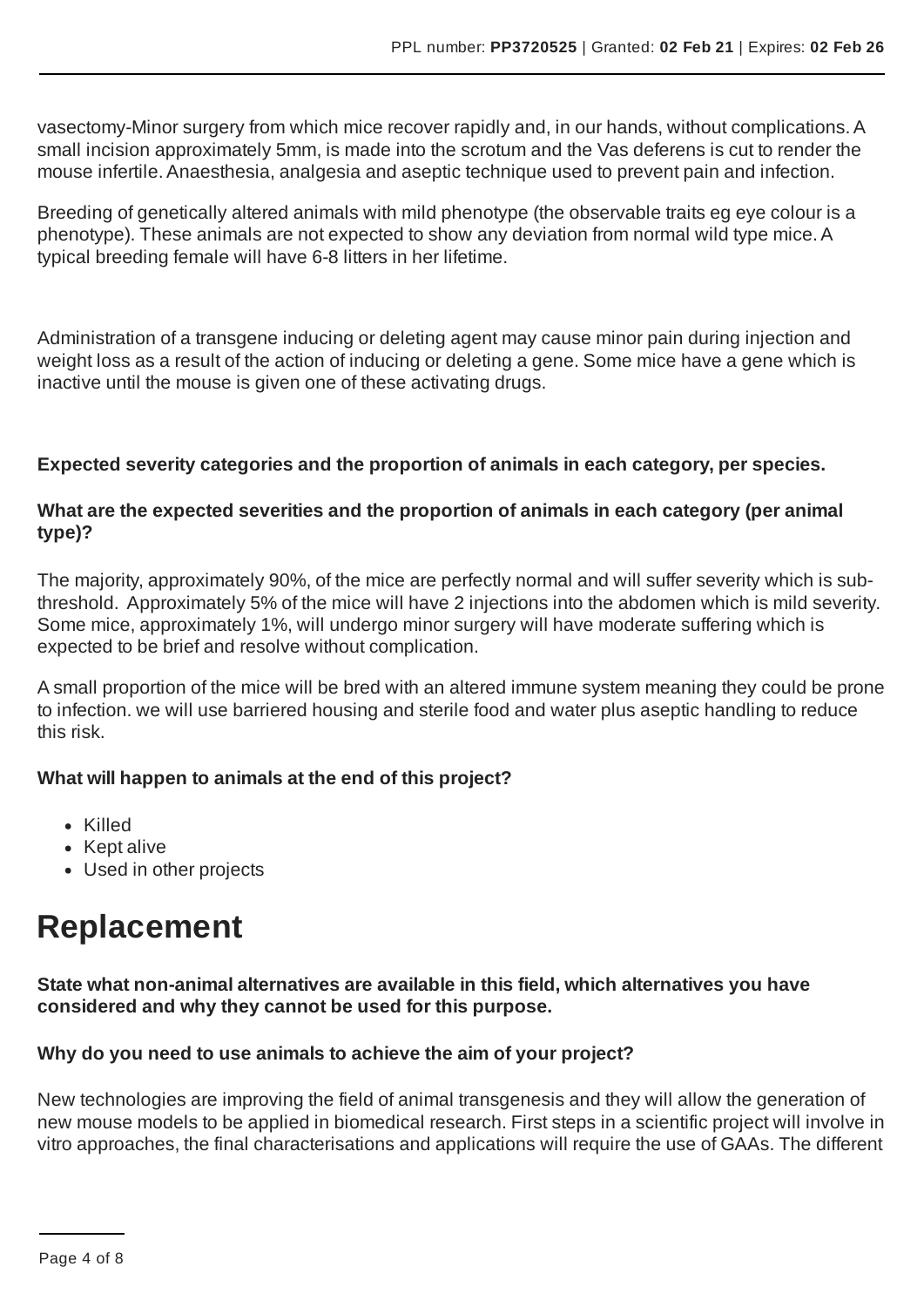vasectomy-Minor surgery from which mice recover rapidly and, in our hands, without complications. A small incision approximately 5mm, is made into the scrotum and the Vas deferens is cut to render the mouse infertile. Anaesthesia, analgesia and aseptic technique used to prevent pain and infection.

Breeding of genetically altered animals with mild phenotype (the observable traits eg eye colour is a phenotype). These animals are not expected to show any deviation from normal wild type mice. A typical breeding female will have 6-8 litters in her lifetime.

Administration of a transgene inducing or deleting agent may cause minor pain during injection and weight loss as a result of the action of inducing or deleting a gene. Some mice have a gene which is inactive until the mouse is given one of these activating drugs.

**Expected severity categories and the proportion of animals in each category, per species.**

**What are the expected severities and the proportion of animals in each category (per animal type)?**

The majority, approximately 90%, of the mice are perfectly normal and will suffer severity which is sub-threshold. Approximately 5% of the mice will have 2 injections into the abdomen which is mild severity. Some mice, approximately 1%, will undergo minor surgery will have moderate suffering which is expected to be brief and resolve without complication.

A small proportion of the mice will be bred with an altered immune system meaning they could be prone to infection. we will use barriered housing and sterile food and water plus aseptic handling to reduce this risk.

**What will happen to animals at the end of this project?**

- Killed
- Kept alive
- Used in other projects

# Replacement

**State what non-animal alternatives are available in this field, which alternatives you have considered and why they cannot be used for this purpose.**

**Why do you need to use animals to achieve the aim of your project?**

New technologies are improving the field of animal transgenesis and they will allow the generation of new mouse models to be applied in biomedical research. First steps in a scientific project will involve in vitro approaches, the final characterisations and applications will require the use of GAAs. The different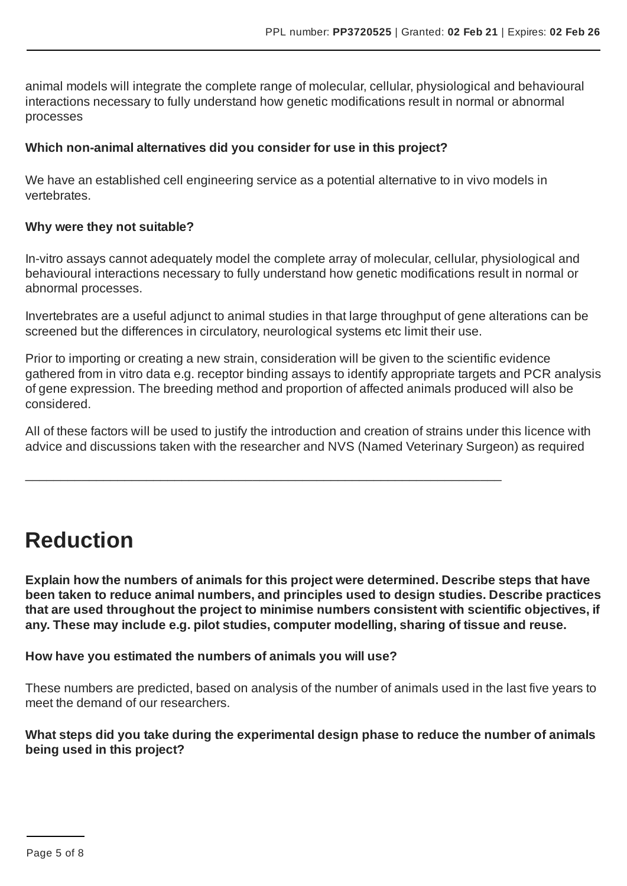animal models will integrate the complete range of molecular, cellular, physiological and behavioural interactions necessary to fully understand how genetic modifications result in normal or abnormal processes

**Which non-animal alternatives did you consider for use in this project?**

We have an established cell engineering service as a potential alternative to in vivo models in vertebrates.

**Why were they not suitable?**

In-vitro assays cannot adequately model the complete array of molecular, cellular, physiological and behavioural interactions necessary to fully understand how genetic modifications result in normal or abnormal processes.

Invertebrates are a useful adjunct to animal studies in that large throughput of gene alterations can be screened but the differences in circulatory, neurological systems etc limit their use.

Prior to importing or creating a new strain, consideration will be given to the scientific evidence gathered from in vitro data e.g. receptor binding assays to identify appropriate targets and PCR analysis of gene expression. The breeding method and proportion of affected animals produced will also be considered.

All of these factors will be used to justify the introduction and creation of strains under this licence with advice and discussions taken with the researcher and NVS (Named Veterinary Surgeon) as required

---

# Reduction

**Explain how the numbers of animals for this project were determined. Describe steps that have been taken to reduce animal numbers, and principles used to design studies. Describe practices that are used throughout the project to minimise numbers consistent with scientific objectives, if any. These may include e.g. pilot studies, computer modelling, sharing of tissue and reuse.**

**How have you estimated the numbers of animals you will use?**

These numbers are predicted, based on analysis of the number of animals used in the last five years to meet the demand of our researchers.

**What steps did you take during the experimental design phase to reduce the number of animals being used in this project?**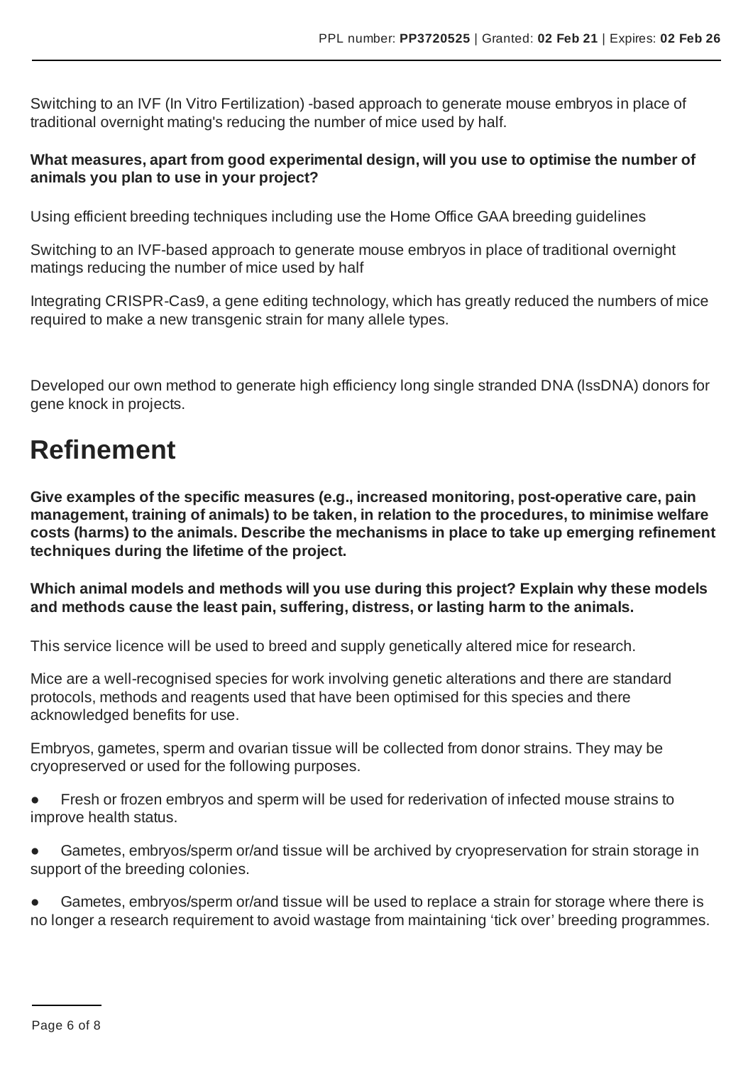Switching to an IVF (In Vitro Fertilization) -based approach to generate mouse embryos in place of traditional overnight mating's reducing the number of mice used by half.

**What measures, apart from good experimental design, will you use to optimise the number of animals you plan to use in your project?**

Using efficient breeding techniques including use the Home Office GAA breeding guidelines

Switching to an IVF-based approach to generate mouse embryos in place of traditional overnight matings reducing the number of mice used by half

Integrating CRISPR-Cas9, a gene editing technology, which has greatly reduced the numbers of mice required to make a new transgenic strain for many allele types.

Developed our own method to generate high efficiency long single stranded DNA (lssDNA) donors for gene knock in projects.

# Refinement

**Give examples of the specific measures (e.g., increased monitoring, post-operative care, pain management, training of animals) to be taken, in relation to the procedures, to minimise welfare costs (harms) to the animals. Describe the mechanisms in place to take up emerging refinement techniques during the lifetime of the project.**

**Which animal models and methods will you use during this project? Explain why these models and methods cause the least pain, suffering, distress, or lasting harm to the animals.**

This service licence will be used to breed and supply genetically altered mice for research.

Mice are a well-recognised species for work involving genetic alterations and there are standard protocols, methods and reagents used that have been optimised for this species and there acknowledged benefits for use.

Embryos, gametes, sperm and ovarian tissue will be collected from donor strains. They may be cryopreserved or used for the following purposes.

- Fresh or frozen embryos and sperm will be used for rederivation of infected mouse strains to improve health status.
- Gametes, embryos/sperm or/and tissue will be archived by cryopreservation for strain storage in support of the breeding colonies.
- Gametes, embryos/sperm or/and tissue will be used to replace a strain for storage where there is no longer a research requirement to avoid wastage from maintaining 'tick over' breeding programmes.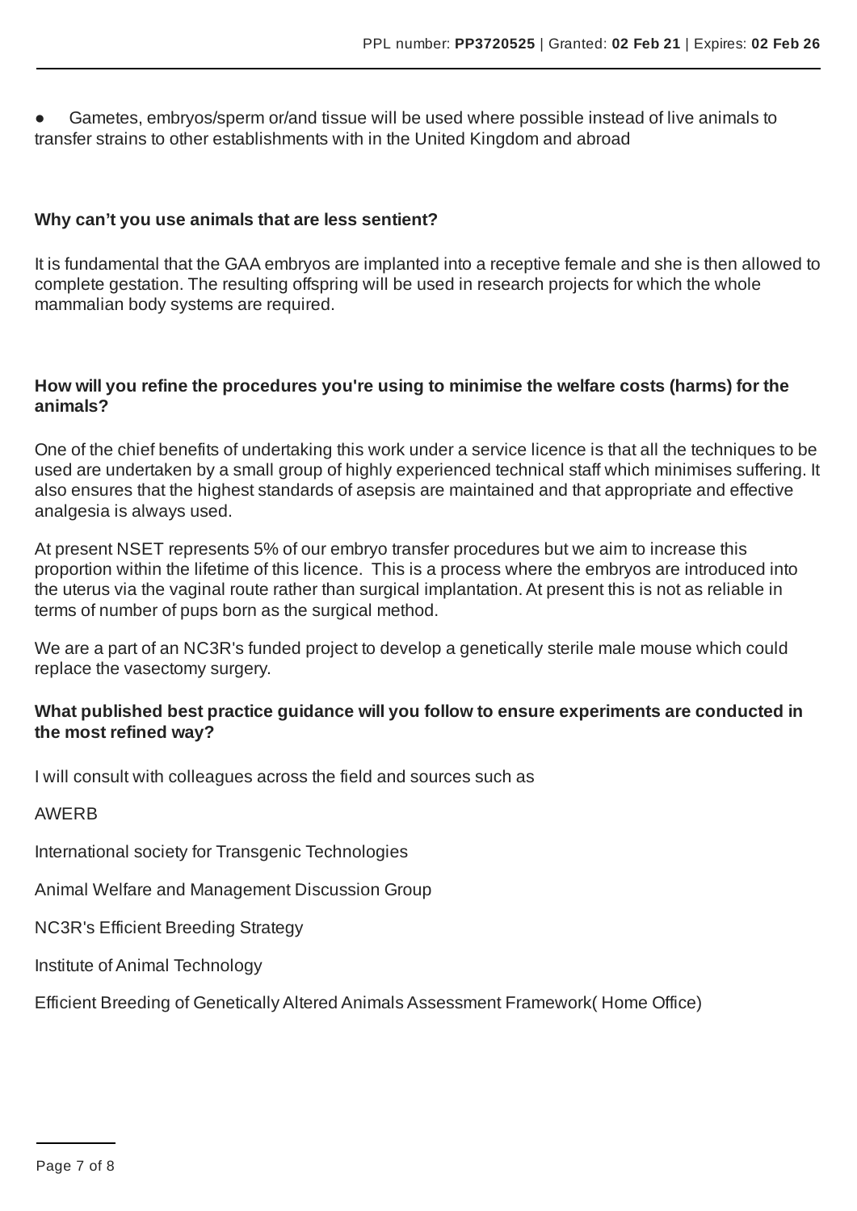- Gametes, embryos/sperm or/and tissue will be used where possible instead of live animals to transfer strains to other establishments with in the United Kingdom and abroad

**Why can't you use animals that are less sentient?**

It is fundamental that the GAA embryos are implanted into a receptive female and she is then allowed to complete gestation. The resulting offspring will be used in research projects for which the whole mammalian body systems are required.

**How will you refine the procedures you're using to minimise the welfare costs (harms) for the animals?**

One of the chief benefits of undertaking this work under a service licence is that all the techniques to be used are undertaken by a small group of highly experienced technical staff which minimises suffering. It also ensures that the highest standards of asepsis are maintained and that appropriate and effective analgesia is always used.

At present NSET represents 5% of our embryo transfer procedures but we aim to increase this proportion within the lifetime of this licence. This is a process where the embryos are introduced into the uterus via the vaginal route rather than surgical implantation. At present this is not as reliable in terms of number of pups born as the surgical method.

We are a part of an NC3R's funded project to develop a genetically sterile male mouse which could replace the vasectomy surgery.

**What published best practice guidance will you follow to ensure experiments are conducted in the most refined way?**

I will consult with colleagues across the field and sources such as

AWERB

International society for Transgenic Technologies

Animal Welfare and Management Discussion Group

NC3R's Efficient Breeding Strategy

Institute of Animal Technology

Efficient Breeding of Genetically Altered Animals Assessment Framework( Home Office)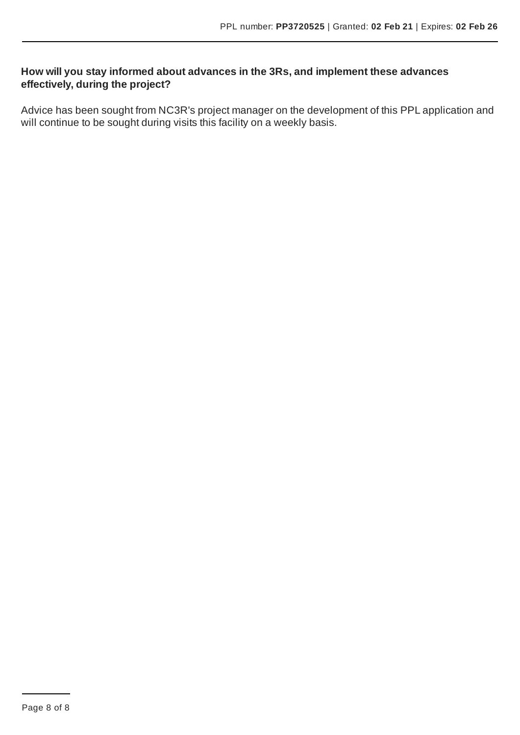**How will you stay informed about advances in the 3Rs, and implement these advances effectively, during the project?**

Advice has been sought from NC3R's project manager on the development of this PPL application and will continue to be sought during visits this facility on a weekly basis.